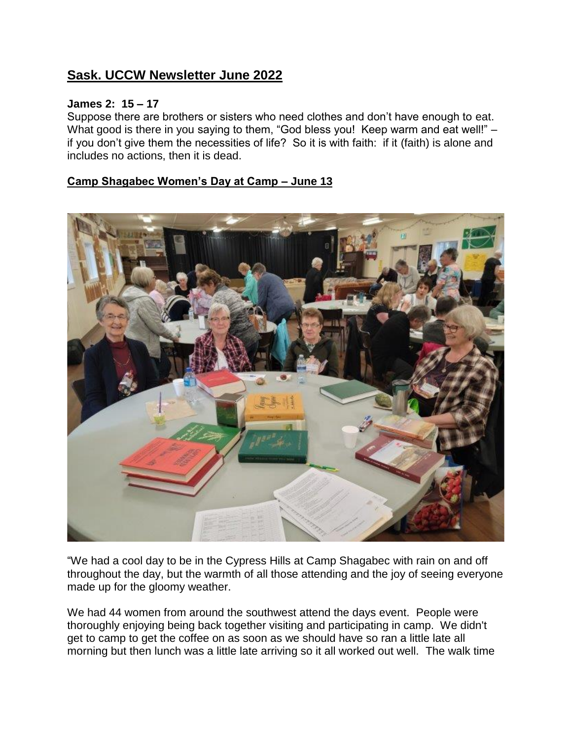## Sask. UCCW Newsletter June 2022

**James 2: 15 – 17**
Suppose there are brothers or sisters who need clothes and don't have enough to eat. What good is there in you saying to them, "God bless you! Keep warm and eat well!" – if you don't give them the necessities of life? So it is with faith: if it (faith) is alone and includes no actions, then it is dead.

### Camp Shagabec Women's Day at Camp – June 13

"We had a cool day to be in the Cypress Hills at Camp Shagabec with rain on and off throughout the day, but the warmth of all those attending and the joy of seeing everyone made up for the gloomy weather.

We had 44 women from around the southwest attend the days event. People were thoroughly enjoying being back together visiting and participating in camp. We didn't get to camp to get the coffee on as soon as we should have so ran a little late all morning but then lunch was a little late arriving so it all worked out well. The walk time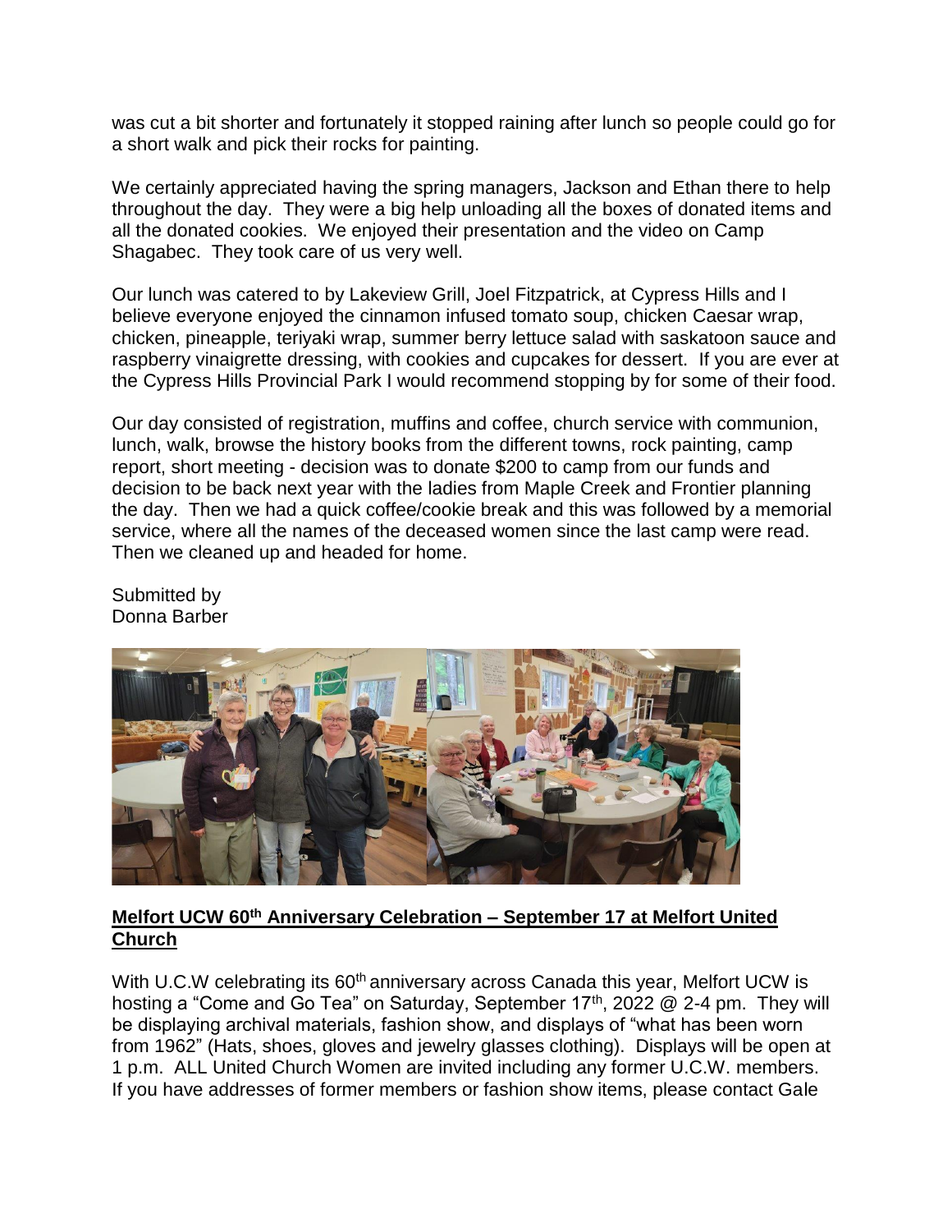was cut a bit shorter and fortunately it stopped raining after lunch so people could go for a short walk and pick their rocks for painting.

We certainly appreciated having the spring managers, Jackson and Ethan there to help throughout the day. They were a big help unloading all the boxes of donated items and all the donated cookies. We enjoyed their presentation and the video on Camp Shagabec. They took care of us very well.

Our lunch was catered to by Lakeview Grill, Joel Fitzpatrick, at Cypress Hills and I believe everyone enjoyed the cinnamon infused tomato soup, chicken Caesar wrap, chicken, pineapple, teriyaki wrap, summer berry lettuce salad with saskatoon sauce and raspberry vinaigrette dressing, with cookies and cupcakes for dessert. If you are ever at the Cypress Hills Provincial Park I would recommend stopping by for some of their food.

Our day consisted of registration, muffins and coffee, church service with communion, lunch, walk, browse the history books from the different towns, rock painting, camp report, short meeting - decision was to donate $200 to camp from our funds and decision to be back next year with the ladies from Maple Creek and Frontier planning the day. Then we had a quick coffee/cookie break and this was followed by a memorial service, where all the names of the deceased women since the last camp were read. Then we cleaned up and headed for home.

Submitted by
Donna Barber

**Melfort UCW 60th Anniversary Celebration – September 17 at Melfort United Church**

With U.C.W celebrating its 60th anniversary across Canada this year, Melfort UCW is hosting a "Come and Go Tea" on Saturday, September 17th, 2022 @ 2-4 pm. They will be displaying archival materials, fashion show, and displays of "what has been worn from 1962" (Hats, shoes, gloves and jewelry glasses clothing). Displays will be open at 1 p.m. ALL United Church Women are invited including any former U.C.W. members. If you have addresses of former members or fashion show items, please contact Gale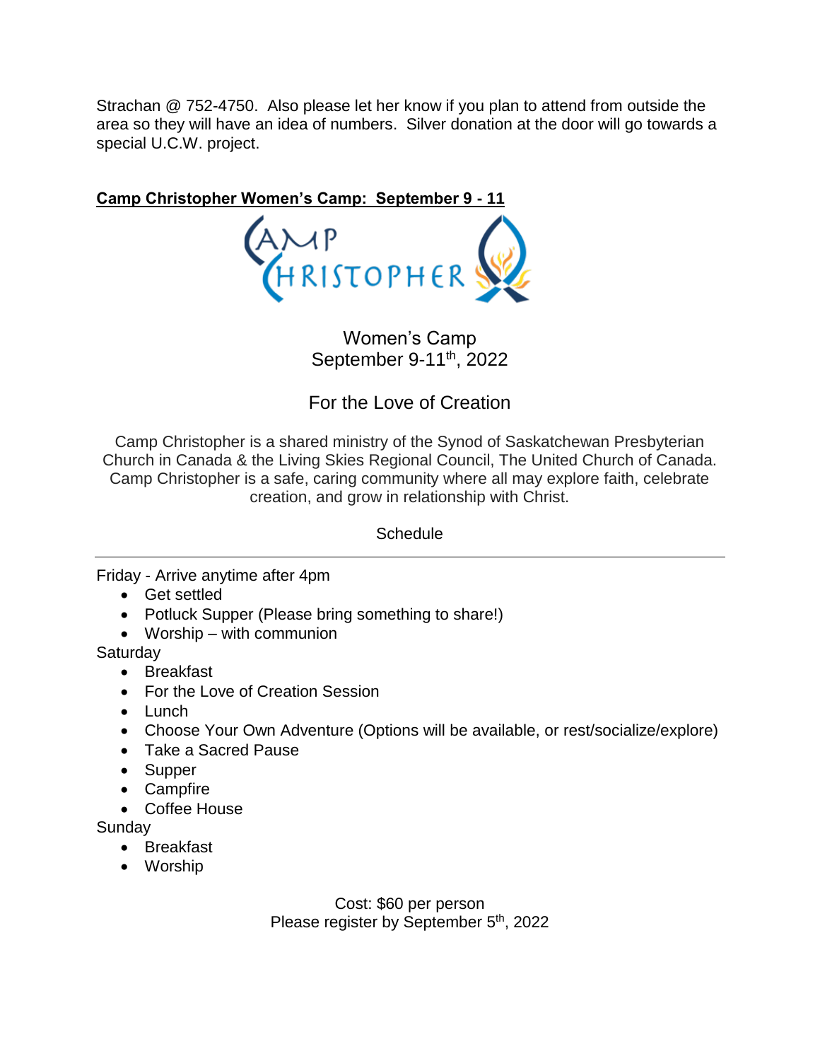Strachan @ 752-4750. Also please let her know if you plan to attend from outside the area so they will have an idea of numbers. Silver donation at the door will go towards a special U.C.W. project.

**Camp Christopher Women's Camp: September 9 - 11**

Women's Camp
September 9-11th, 2022

For the Love of Creation

Camp Christopher is a shared ministry of the Synod of Saskatchewan Presbyterian Church in Canada & the Living Skies Regional Council, The United Church of Canada. Camp Christopher is a safe, caring community where all may explore faith, celebrate creation, and grow in relationship with Christ.

Schedule

---

Friday - Arrive anytime after 4pm

- Get settled
- Potluck Supper (Please bring something to share!)
- Worship – with communion

Saturday

- Breakfast
- For the Love of Creation Session
- Lunch
- Choose Your Own Adventure (Options will be available, or rest/socialize/explore)
- Take a Sacred Pause
- Supper
- Campfire
- Coffee House

Sunday

- Breakfast
- Worship

Cost: $60 per person
Please register by September 5th, 2022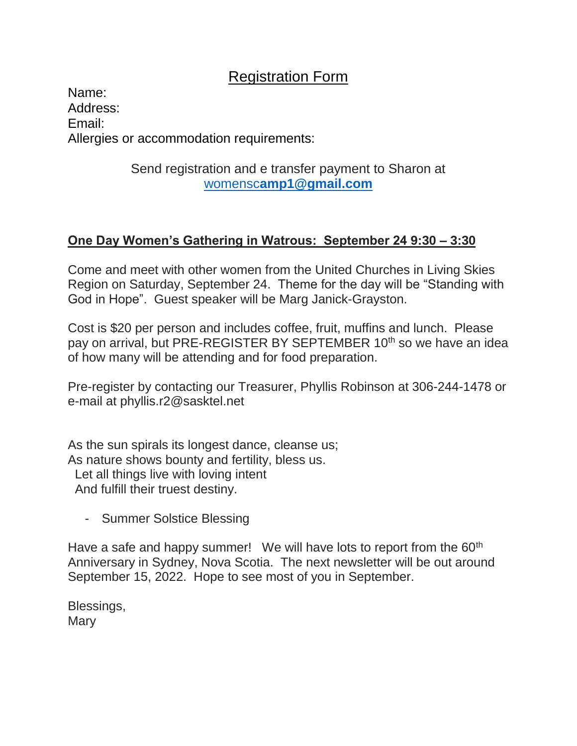## Registration Form

Name:
Address:
Email:
Allergies or accommodation requirements:

Send registration and e transfer payment to Sharon at [womenscamp1@gmail.com](mailto:womenscamp1@gmail.com)

**One Day Women's Gathering in Watrous: September 24 9:30 – 3:30**

Come and meet with other women from the United Churches in Living Skies Region on Saturday, September 24. Theme for the day will be "Standing with God in Hope". Guest speaker will be Marg Janick-Grayston.

Cost is $20 per person and includes coffee, fruit, muffins and lunch. Please pay on arrival, but PRE-REGISTER BY SEPTEMBER 10th so we have an idea of how many will be attending and for food preparation.

Pre-register by contacting our Treasurer, Phyllis Robinson at 306-244-1478 or e-mail at phyllis.r2@sasktel.net

As the sun spirals its longest dance, cleanse us;
As nature shows bounty and fertility, bless us.
Let all things live with loving intent
And fulfill their truest destiny.

- Summer Solstice Blessing

Have a safe and happy summer! We will have lots to report from the 60th Anniversary in Sydney, Nova Scotia. The next newsletter will be out around September 15, 2022. Hope to see most of you in September.

Blessings,
Mary